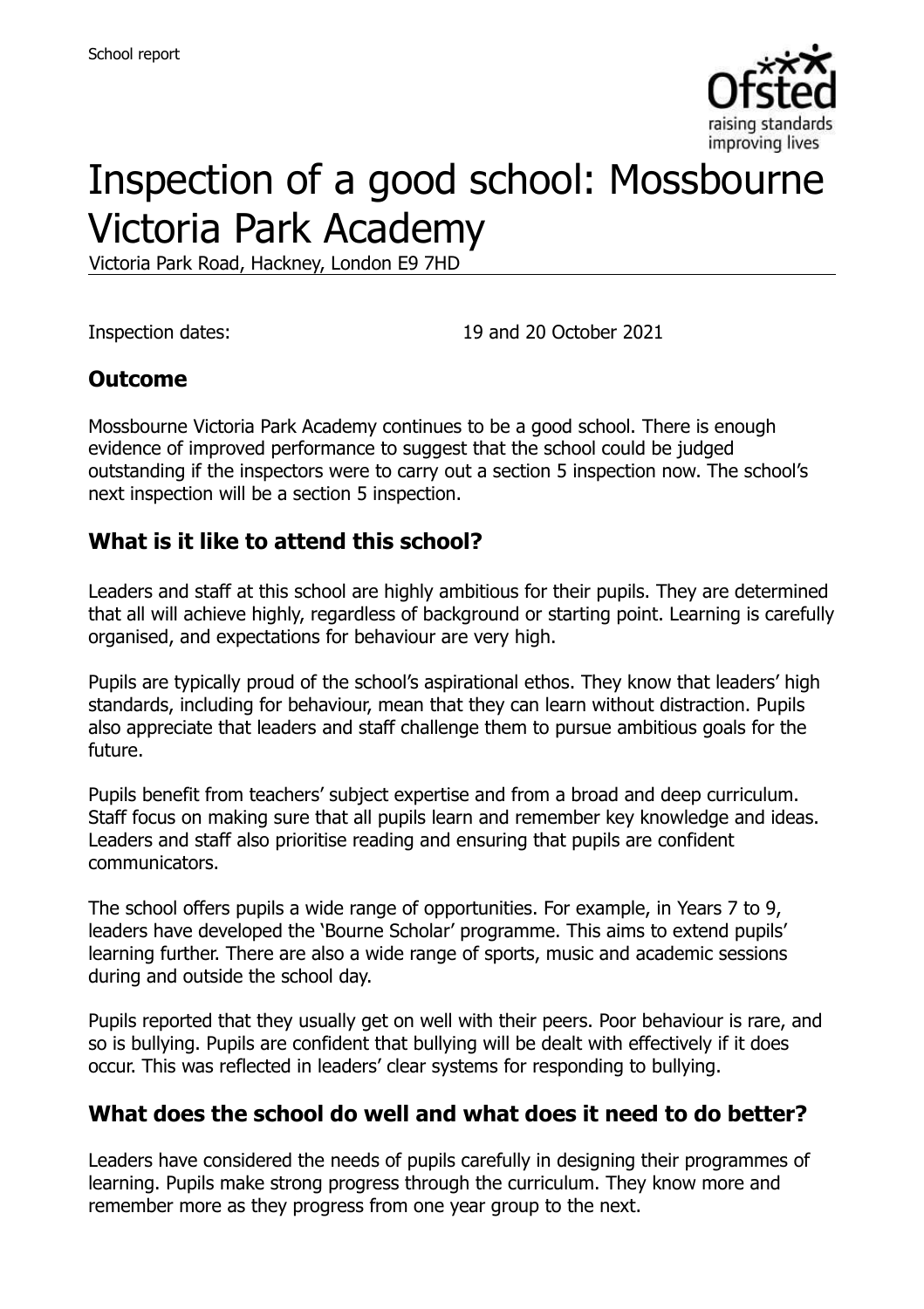# Inspection of a good school: Mossbourne Victoria Park Academy

Victoria Park Road, Hackney, London E9 7HD

Inspection dates: 19 and 20 October 2021

## Outcome

Mossbourne Victoria Park Academy continues to be a good school. There is enough evidence of improved performance to suggest that the school could be judged outstanding if the inspectors were to carry out a section 5 inspection now. The school's next inspection will be a section 5 inspection.

## What is it like to attend this school?

Leaders and staff at this school are highly ambitious for their pupils. They are determined that all will achieve highly, regardless of background or starting point. Learning is carefully organised, and expectations for behaviour are very high.

Pupils are typically proud of the school's aspirational ethos. They know that leaders' high standards, including for behaviour, mean that they can learn without distraction. Pupils also appreciate that leaders and staff challenge them to pursue ambitious goals for the future.

Pupils benefit from teachers' subject expertise and from a broad and deep curriculum. Staff focus on making sure that all pupils learn and remember key knowledge and ideas. Leaders and staff also prioritise reading and ensuring that pupils are confident communicators.

The school offers pupils a wide range of opportunities. For example, in Years 7 to 9, leaders have developed the 'Bourne Scholar' programme. This aims to extend pupils' learning further. There are also a wide range of sports, music and academic sessions during and outside the school day.

Pupils reported that they usually get on well with their peers. Poor behaviour is rare, and so is bullying. Pupils are confident that bullying will be dealt with effectively if it does occur. This was reflected in leaders' clear systems for responding to bullying.

## What does the school do well and what does it need to do better?

Leaders have considered the needs of pupils carefully in designing their programmes of learning. Pupils make strong progress through the curriculum. They know more and remember more as they progress from one year group to the next.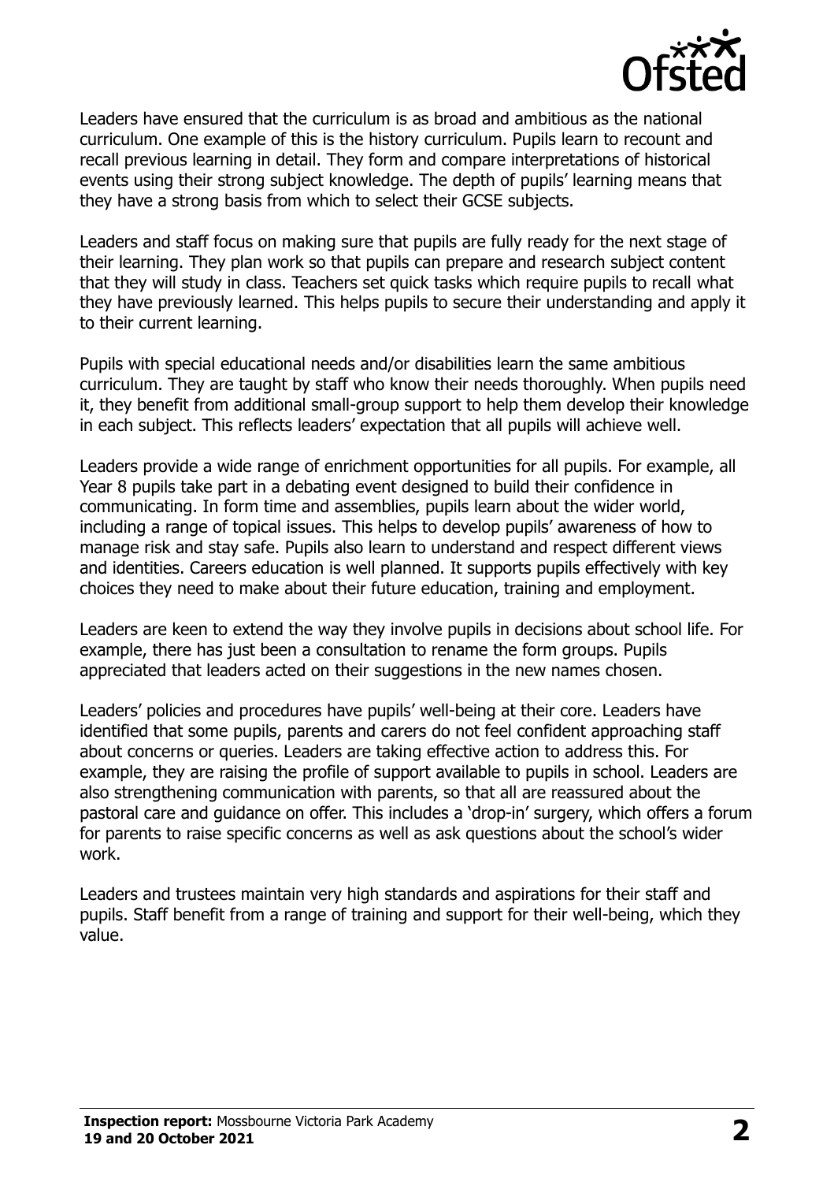Leaders have ensured that the curriculum is as broad and ambitious as the national curriculum. One example of this is the history curriculum. Pupils learn to recount and recall previous learning in detail. They form and compare interpretations of historical events using their strong subject knowledge. The depth of pupils' learning means that they have a strong basis from which to select their GCSE subjects.

Leaders and staff focus on making sure that pupils are fully ready for the next stage of their learning. They plan work so that pupils can prepare and research subject content that they will study in class. Teachers set quick tasks which require pupils to recall what they have previously learned. This helps pupils to secure their understanding and apply it to their current learning.

Pupils with special educational needs and/or disabilities learn the same ambitious curriculum. They are taught by staff who know their needs thoroughly. When pupils need it, they benefit from additional small-group support to help them develop their knowledge in each subject. This reflects leaders' expectation that all pupils will achieve well.

Leaders provide a wide range of enrichment opportunities for all pupils. For example, all Year 8 pupils take part in a debating event designed to build their confidence in communicating. In form time and assemblies, pupils learn about the wider world, including a range of topical issues. This helps to develop pupils' awareness of how to manage risk and stay safe. Pupils also learn to understand and respect different views and identities. Careers education is well planned. It supports pupils effectively with key choices they need to make about their future education, training and employment.

Leaders are keen to extend the way they involve pupils in decisions about school life. For example, there has just been a consultation to rename the form groups. Pupils appreciated that leaders acted on their suggestions in the new names chosen.

Leaders' policies and procedures have pupils' well-being at their core. Leaders have identified that some pupils, parents and carers do not feel confident approaching staff about concerns or queries. Leaders are taking effective action to address this. For example, they are raising the profile of support available to pupils in school. Leaders are also strengthening communication with parents, so that all are reassured about the pastoral care and guidance on offer. This includes a 'drop-in' surgery, which offers a forum for parents to raise specific concerns as well as ask questions about the school's wider work.

Leaders and trustees maintain very high standards and aspirations for their staff and pupils. Staff benefit from a range of training and support for their well-being, which they value.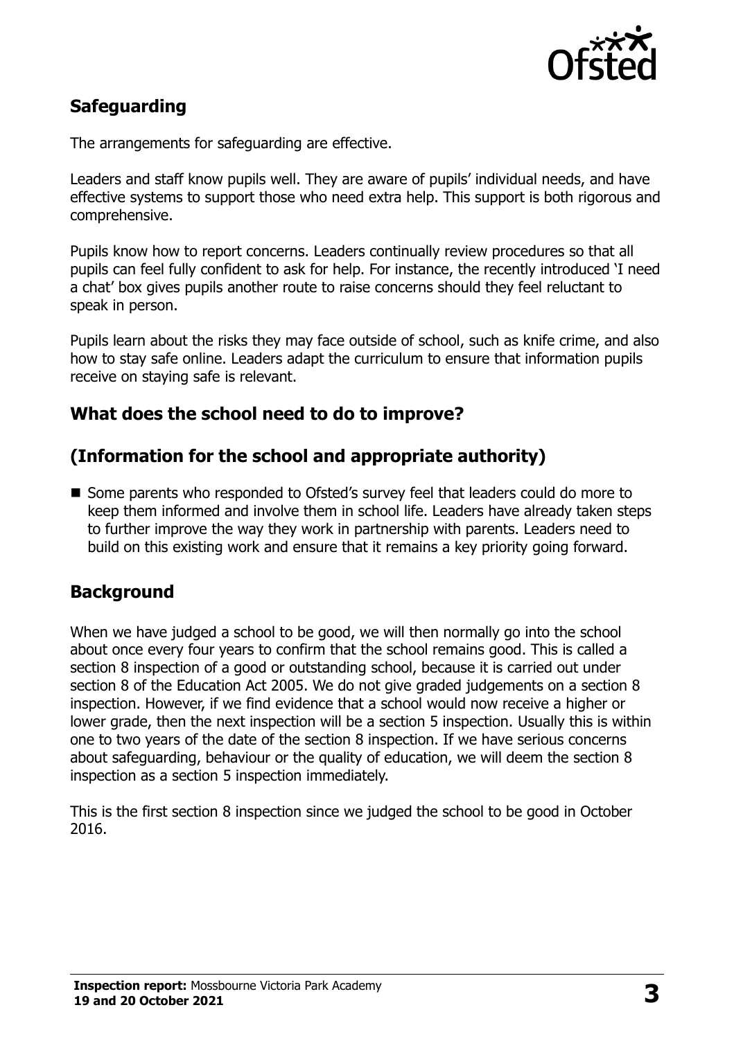## Safeguarding

The arrangements for safeguarding are effective.

Leaders and staff know pupils well. They are aware of pupils' individual needs, and have effective systems to support those who need extra help. This support is both rigorous and comprehensive.

Pupils know how to report concerns. Leaders continually review procedures so that all pupils can feel fully confident to ask for help. For instance, the recently introduced 'I need a chat' box gives pupils another route to raise concerns should they feel reluctant to speak in person.

Pupils learn about the risks they may face outside of school, such as knife crime, and also how to stay safe online. Leaders adapt the curriculum to ensure that information pupils receive on staying safe is relevant.

## What does the school need to do to improve?

## (Information for the school and appropriate authority)

- Some parents who responded to Ofsted's survey feel that leaders could do more to keep them informed and involve them in school life. Leaders have already taken steps to further improve the way they work in partnership with parents. Leaders need to build on this existing work and ensure that it remains a key priority going forward.

## Background

When we have judged a school to be good, we will then normally go into the school about once every four years to confirm that the school remains good. This is called a section 8 inspection of a good or outstanding school, because it is carried out under section 8 of the Education Act 2005. We do not give graded judgements on a section 8 inspection. However, if we find evidence that a school would now receive a higher or lower grade, then the next inspection will be a section 5 inspection. Usually this is within one to two years of the date of the section 8 inspection. If we have serious concerns about safeguarding, behaviour or the quality of education, we will deem the section 8 inspection as a section 5 inspection immediately.

This is the first section 8 inspection since we judged the school to be good in October 2016.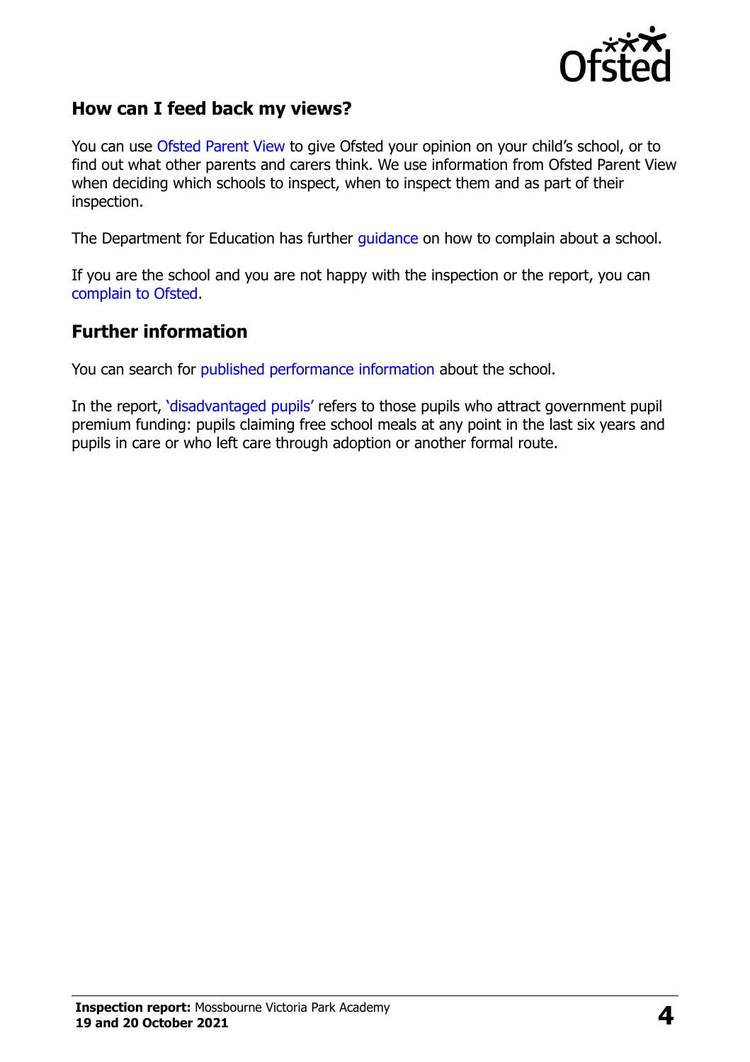## How can I feed back my views?

You can use Ofsted Parent View to give Ofsted your opinion on your child's school, or to find out what other parents and carers think. We use information from Ofsted Parent View when deciding which schools to inspect, when to inspect them and as part of their inspection.

The Department for Education has further guidance on how to complain about a school.

If you are the school and you are not happy with the inspection or the report, you can complain to Ofsted.

## Further information

You can search for published performance information about the school.

In the report, 'disadvantaged pupils' refers to those pupils who attract government pupil premium funding: pupils claiming free school meals at any point in the last six years and pupils in care or who left care through adoption or another formal route.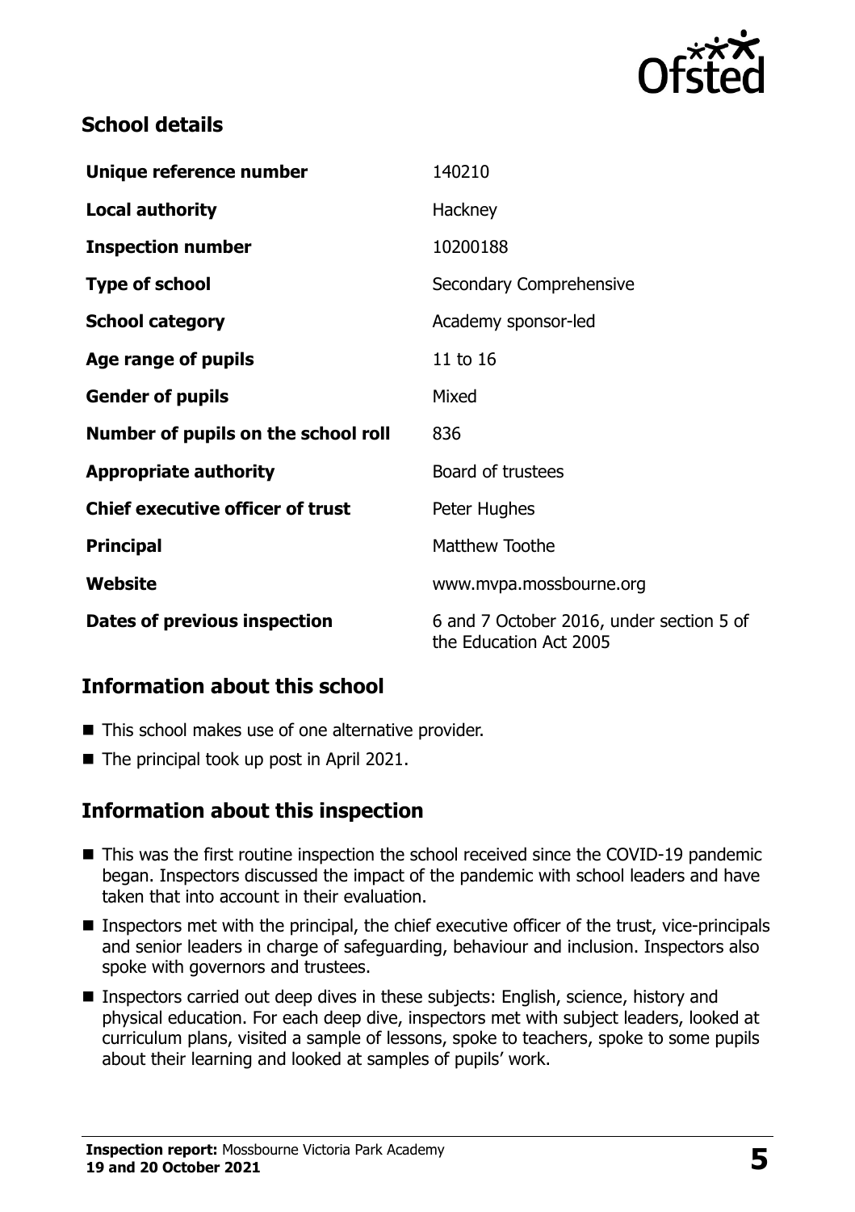## School details

| | |
|---|---|
| **Unique reference number** | 140210 |
| **Local authority** | Hackney |
| **Inspection number** | 10200188 |
| **Type of school** | Secondary Comprehensive |
| **School category** | Academy sponsor-led |
| **Age range of pupils** | 11 to 16 |
| **Gender of pupils** | Mixed |
| **Number of pupils on the school roll** | 836 |
| **Appropriate authority** | Board of trustees |
| **Chief executive officer of trust** | Peter Hughes |
| **Principal** | Matthew Toothe |
| **Website** | www.mvpa.mossbourne.org |
| **Dates of previous inspection** | 6 and 7 October 2016, under section 5 of the Education Act 2005 |

## Information about this school

- This school makes use of one alternative provider.
- The principal took up post in April 2021.

## Information about this inspection

- This was the first routine inspection the school received since the COVID-19 pandemic began. Inspectors discussed the impact of the pandemic with school leaders and have taken that into account in their evaluation.
- Inspectors met with the principal, the chief executive officer of the trust, vice-principals and senior leaders in charge of safeguarding, behaviour and inclusion. Inspectors also spoke with governors and trustees.
- Inspectors carried out deep dives in these subjects: English, science, history and physical education. For each deep dive, inspectors met with subject leaders, looked at curriculum plans, visited a sample of lessons, spoke to teachers, spoke to some pupils about their learning and looked at samples of pupils' work.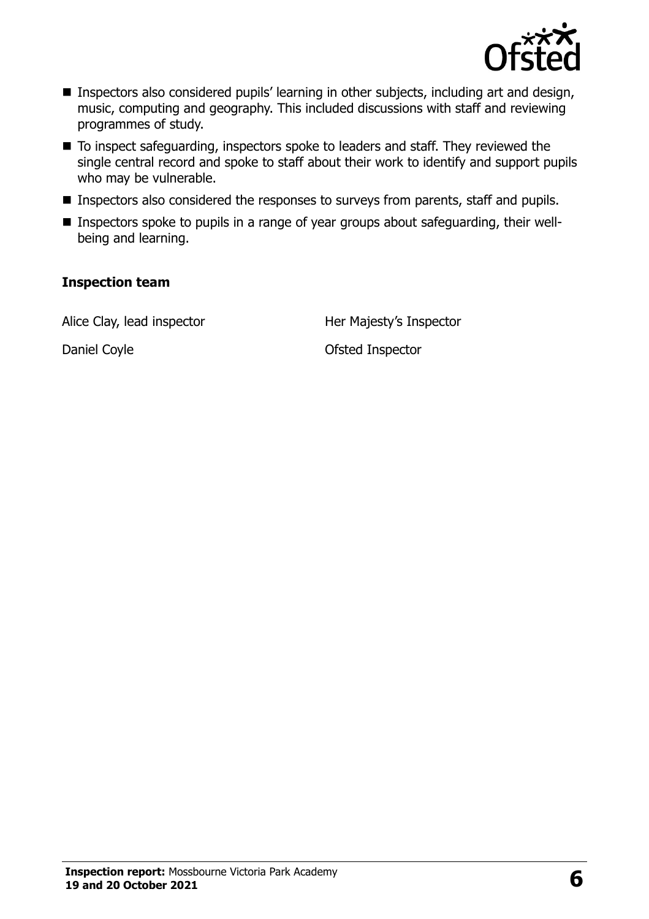- Inspectors also considered pupils' learning in other subjects, including art and design, music, computing and geography. This included discussions with staff and reviewing programmes of study.
- To inspect safeguarding, inspectors spoke to leaders and staff. They reviewed the single central record and spoke to staff about their work to identify and support pupils who may be vulnerable.
- Inspectors also considered the responses to surveys from parents, staff and pupils.
- Inspectors spoke to pupils in a range of year groups about safeguarding, their well-being and learning.

### Inspection team

| | |
|---|---|
| Alice Clay, lead inspector | Her Majesty's Inspector |
| Daniel Coyle | Ofsted Inspector |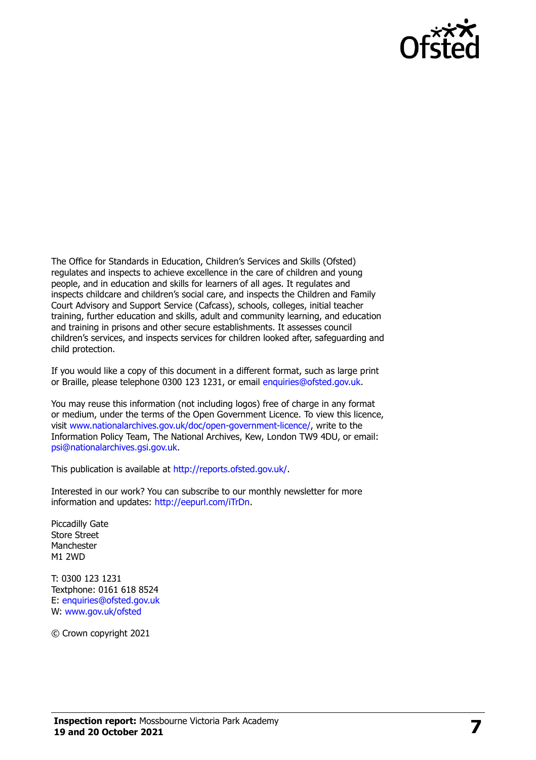The Office for Standards in Education, Children's Services and Skills (Ofsted) regulates and inspects to achieve excellence in the care of children and young people, and in education and skills for learners of all ages. It regulates and inspects childcare and children's social care, and inspects the Children and Family Court Advisory and Support Service (Cafcass), schools, colleges, initial teacher training, further education and skills, adult and community learning, and education and training in prisons and other secure establishments. It assesses council children's services, and inspects services for children looked after, safeguarding and child protection.

If you would like a copy of this document in a different format, such as large print or Braille, please telephone 0300 123 1231, or email enquiries@ofsted.gov.uk.

You may reuse this information (not including logos) free of charge in any format or medium, under the terms of the Open Government Licence. To view this licence, visit www.nationalarchives.gov.uk/doc/open-government-licence/, write to the Information Policy Team, The National Archives, Kew, London TW9 4DU, or email: psi@nationalarchives.gsi.gov.uk.

This publication is available at http://reports.ofsted.gov.uk/.

Interested in our work? You can subscribe to our monthly newsletter for more information and updates: http://eepurl.com/iTrDn.

Piccadilly Gate
Store Street
Manchester
M1 2WD

T: 0300 123 1231
Textphone: 0161 618 8524
E: enquiries@ofsted.gov.uk
W: www.gov.uk/ofsted

© Crown copyright 2021